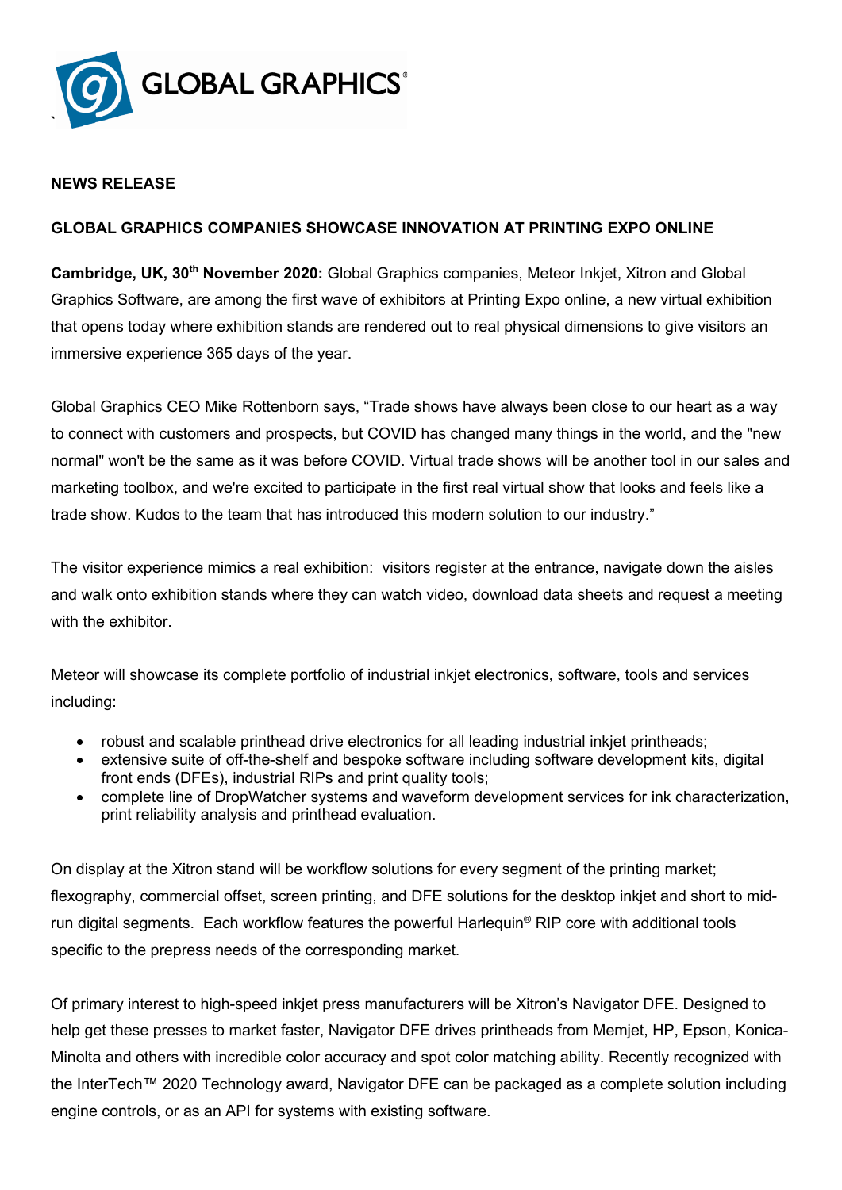**NEWS RELEASE**

**GLOBAL GRAPHICS COMPANIES SHOWCASE INNOVATION AT PRINTING EXPO ONLINE**

**Cambridge, UK, 30th November 2020:** Global Graphics companies, Meteor Inkjet, Xitron and Global Graphics Software, are among the first wave of exhibitors at Printing Expo online, a new virtual exhibition that opens today where exhibition stands are rendered out to real physical dimensions to give visitors an immersive experience 365 days of the year.

Global Graphics CEO Mike Rottenborn says, "Trade shows have always been close to our heart as a way to connect with customers and prospects, but COVID has changed many things in the world, and the "new normal" won't be the same as it was before COVID. Virtual trade shows will be another tool in our sales and marketing toolbox, and we're excited to participate in the first real virtual show that looks and feels like a trade show. Kudos to the team that has introduced this modern solution to our industry."

The visitor experience mimics a real exhibition: visitors register at the entrance, navigate down the aisles and walk onto exhibition stands where they can watch video, download data sheets and request a meeting with the exhibitor.

Meteor will showcase its complete portfolio of industrial inkjet electronics, software, tools and services including:

- robust and scalable printhead drive electronics for all leading industrial inkjet printheads;
- extensive suite of off-the-shelf and bespoke software including software development kits, digital front ends (DFEs), industrial RIPs and print quality tools;
- complete line of DropWatcher systems and waveform development services for ink characterization, print reliability analysis and printhead evaluation.

On display at the Xitron stand will be workflow solutions for every segment of the printing market; flexography, commercial offset, screen printing, and DFE solutions for the desktop inkjet and short to mid-run digital segments. Each workflow features the powerful Harlequin® RIP core with additional tools specific to the prepress needs of the corresponding market.

Of primary interest to high-speed inkjet press manufacturers will be Xitron's Navigator DFE. Designed to help get these presses to market faster, Navigator DFE drives printheads from Memjet, HP, Epson, Konica-Minolta and others with incredible color accuracy and spot color matching ability. Recently recognized with the InterTech™ 2020 Technology award, Navigator DFE can be packaged as a complete solution including engine controls, or as an API for systems with existing software.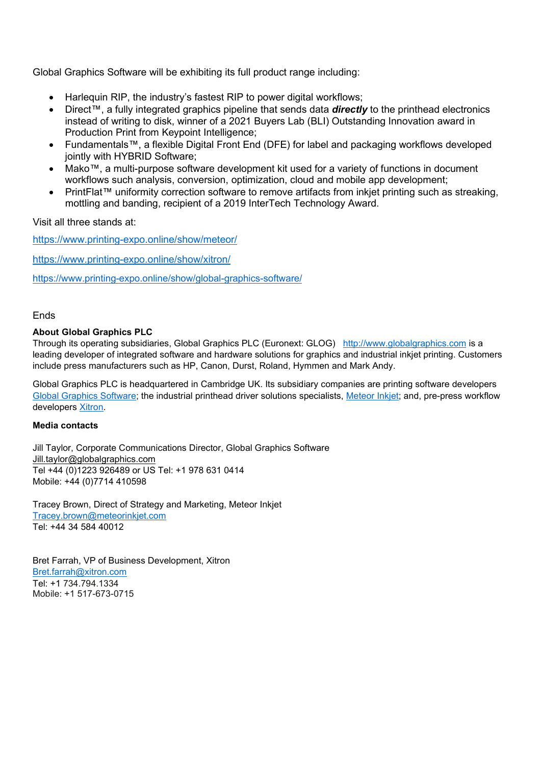Global Graphics Software will be exhibiting its full product range including:

- Harlequin RIP, the industry's fastest RIP to power digital workflows;
- Direct™, a fully integrated graphics pipeline that sends data ***directly*** to the printhead electronics instead of writing to disk, winner of a 2021 Buyers Lab (BLI) Outstanding Innovation award in Production Print from Keypoint Intelligence;
- Fundamentals™, a flexible Digital Front End (DFE) for label and packaging workflows developed jointly with HYBRID Software;
- Mako™, a multi-purpose software development kit used for a variety of functions in document workflows such analysis, conversion, optimization, cloud and mobile app development;
- PrintFlat™ uniformity correction software to remove artifacts from inkjet printing such as streaking, mottling and banding, recipient of a 2019 InterTech Technology Award.

Visit all three stands at:

https://www.printing-expo.online/show/meteor/

https://www.printing-expo.online/show/xitron/

https://www.printing-expo.online/show/global-graphics-software/

Ends

**About Global Graphics PLC**
Through its operating subsidiaries, Global Graphics PLC (Euronext: GLOG) http://www.globalgraphics.com is a leading developer of integrated software and hardware solutions for graphics and industrial inkjet printing. Customers include press manufacturers such as HP, Canon, Durst, Roland, Hymmen and Mark Andy.

Global Graphics PLC is headquartered in Cambridge UK. Its subsidiary companies are printing software developers Global Graphics Software; the industrial printhead driver solutions specialists, Meteor Inkjet; and, pre-press workflow developers Xitron.

**Media contacts**

Jill Taylor, Corporate Communications Director, Global Graphics Software
Jill.taylor@globalgraphics.com
Tel +44 (0)1223 926489 or US Tel: +1 978 631 0414
Mobile: +44 (0)7714 410598

Tracey Brown, Direct of Strategy and Marketing, Meteor Inkjet
Tracey.brown@meteorinkjet.com
Tel: +44 34 584 40012

Bret Farrah, VP of Business Development, Xitron
Bret.farrah@xitron.com
Tel: +1 734.794.1334
Mobile: +1 517-673-0715